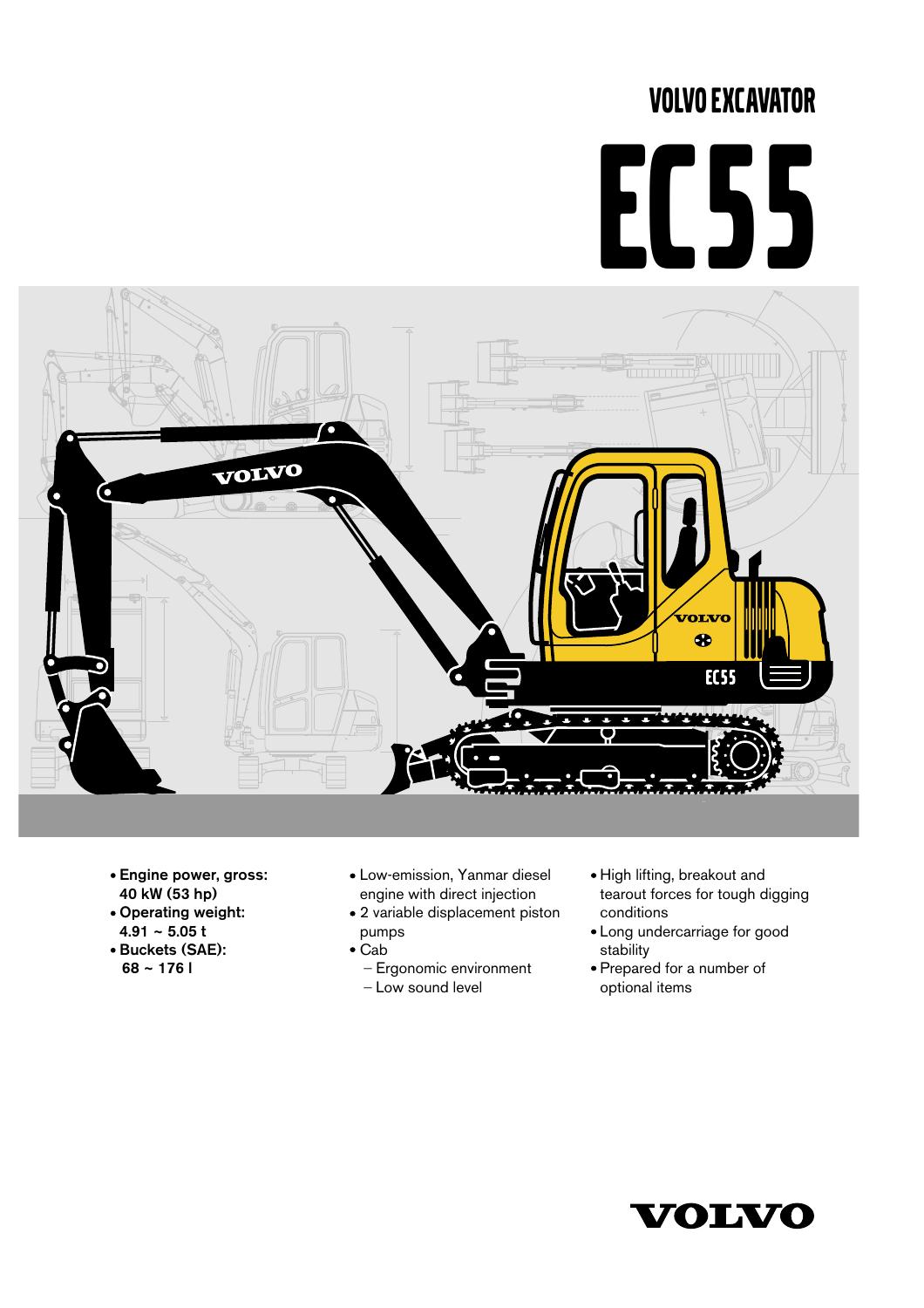# VOLVO EXCAVATOR

# EC55

- **Engine power, gross: 40 kW (53 hp)**
- **Operating weight: 4.91 ~ 5.05 t**
- **Buckets (SAE): 68 ~ 176 l**

- Low-emission, Yanmar diesel engine with direct injection
- 2 variable displacement piston pumps
- Cab
  - Ergonomic environment
  - Low sound level

- High lifting, breakout and tearout forces for tough digging conditions
- Long undercarriage for good stability
- Prepared for a number of optional items

VOLVO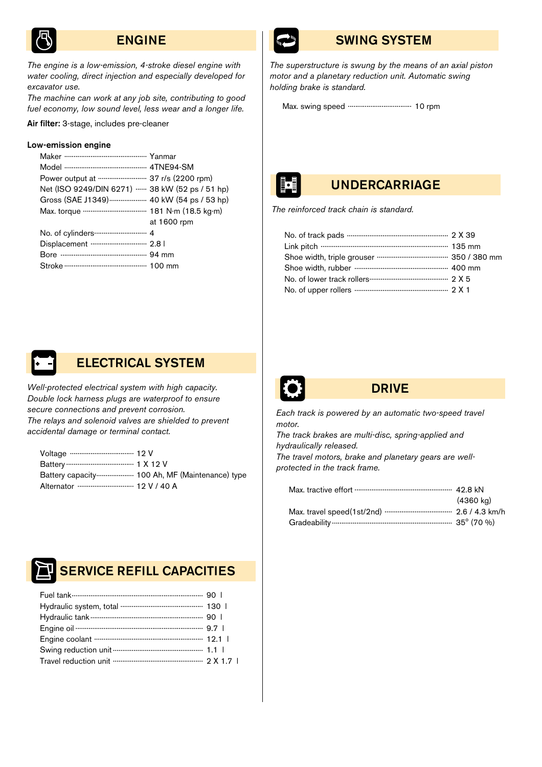## ENGINE

*The engine is a low-emission, 4-stroke diesel engine with water cooling, direct injection and especially developed for excavator use.*
*The machine can work at any job site, contributing to good fuel economy, low sound level, less wear and a longer life.*

**Air filter:** 3-stage, includes pre-cleaner

### Low-emission engine

| | |
|---|---|
| Maker | Yanmar |
| Model | 4TNE94-SM |
| Power output at | 37 r/s (2200 rpm) |
| Net (ISO 9249/DIN 6271) | 38 kW (52 ps / 51 hp) |
| Gross (SAE J1349) | 40 kW (54 ps / 53 hp) |
| Max. torque | 181 N·m (18.5 kg·m) at 1600 rpm |
| No. of cylinders | 4 |
| Displacement | 2.8 l |
| Bore | 94 mm |
| Stroke | 100 mm |

## ELECTRICAL SYSTEM

*Well-protected electrical system with high capacity.*
*Double lock harness plugs are waterproof to ensure secure connections and prevent corrosion.*
*The relays and solenoid valves are shielded to prevent accidental damage or terminal contact.*

| | |
|---|---|
| Voltage | 12 V |
| Battery | 1 X 12 V |
| Battery capacity | 100 Ah, MF (Maintenance) type |
| Alternator | 12 V / 40 A |

## SERVICE REFILL CAPACITIES

| | |
|---|---|
| Fuel tank | 90 l |
| Hydraulic system, total | 130 l |
| Hydraulic tank | 90 l |
| Engine oil | 9.7 l |
| Engine coolant | 12.1 l |
| Swing reduction unit | 1.1 l |
| Travel reduction unit | 2 X 1.7 l |

## SWING SYSTEM

*The superstructure is swung by the means of an axial piston motor and a planetary reduction unit. Automatic swing holding brake is standard.*

| | |
|---|---|
| Max. swing speed | 10 rpm |

## UNDERCARRIAGE

*The reinforced track chain is standard.*

| | |
|---|---|
| No. of track pads | 2 X 39 |
| Link pitch | 135 mm |
| Shoe width, triple grouser | 350 / 380 mm |
| Shoe width, rubber | 400 mm |
| No. of lower track rollers | 2 X 5 |
| No. of upper rollers | 2 X 1 |

## DRIVE

*Each track is powered by an automatic two-speed travel motor.*
*The track brakes are multi-disc, spring-applied and hydraulically released.*
*The travel motors, brake and planetary gears are well-protected in the track frame.*

| | |
|---|---|
| Max. tractive effort | 42.8 kN (4360 kg) |
| Max. travel speed(1st/2nd) | 2.6 / 4.3 km/h |
| Gradeability | 35° (70 %) |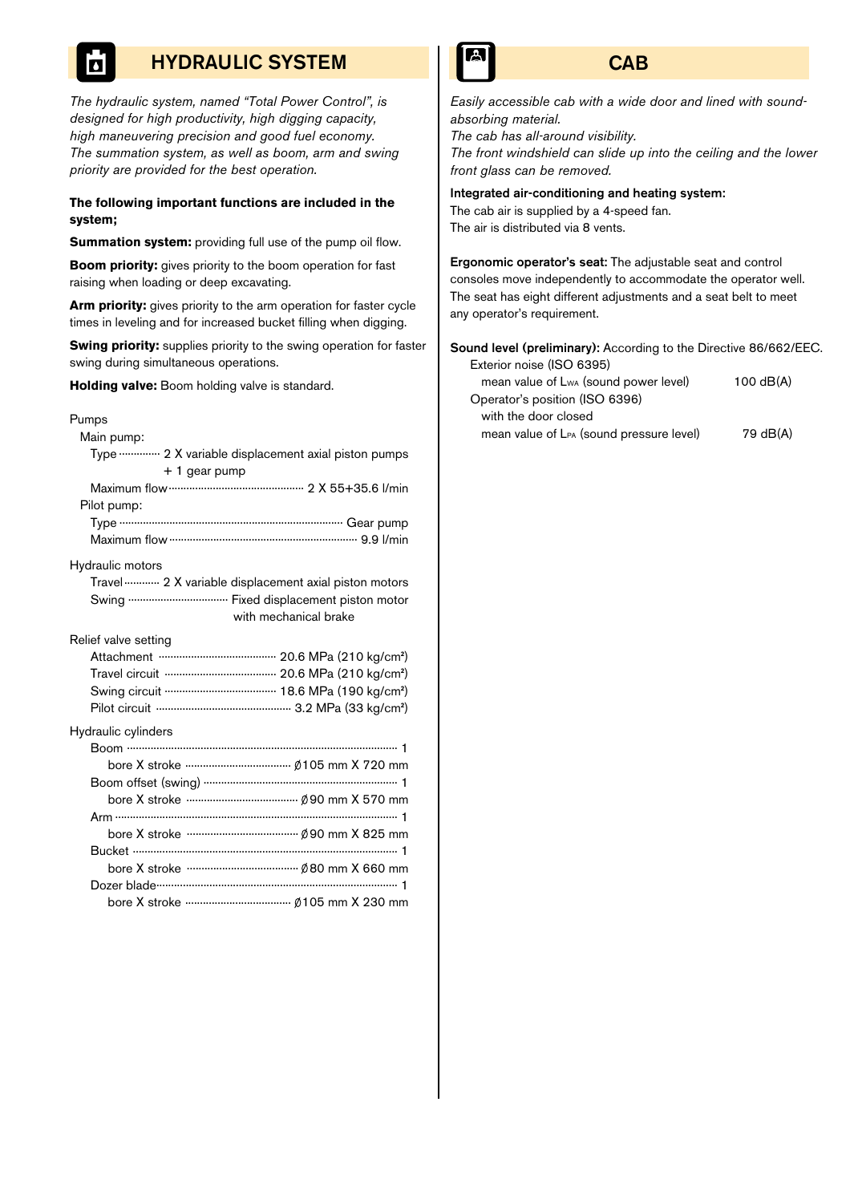## HYDRAULIC SYSTEM

*The hydraulic system, named "Total Power Control", is designed for high productivity, high digging capacity, high maneuvering precision and good fuel economy. The summation system, as well as boom, arm and swing priority are provided for the best operation.*

**The following important functions are included in the system;**

**Summation system:** providing full use of the pump oil flow.

**Boom priority:** gives priority to the boom operation for fast raising when loading or deep excavating.

**Arm priority:** gives priority to the arm operation for faster cycle times in leveling and for increased bucket filling when digging.

**Swing priority:** supplies priority to the swing operation for faster swing during simultaneous operations.

**Holding valve:** Boom holding valve is standard.

Pumps

Main pump:

- Type ............ 2 X variable displacement axial piston pumps + 1 gear pump
- Maximum flow ............ 2 X 55+35.6 l/min

Pilot pump:

- Type ............ Gear pump
- Maximum flow ............ 9.9 l/min

Hydraulic motors

- Travel ............ 2 X variable displacement axial piston motors
- Swing ............ Fixed displacement piston motor with mechanical brake

Relief valve setting

- Attachment ............ 20.6 MPa (210 kg/cm²)
- Travel circuit ............ 20.6 MPa (210 kg/cm²)
- Swing circuit ............ 18.6 MPa (190 kg/cm²)
- Pilot circuit ............ 3.2 MPa (33 kg/cm²)

Hydraulic cylinders

- Boom ............ 1
  - bore X stroke ............ ∅105 mm X 720 mm
- Boom offset (swing) ............ 1
  - bore X stroke ............ ∅90 mm X 570 mm
- Arm ............ 1
  - bore X stroke ............ ∅90 mm X 825 mm
- Bucket ............ 1
  - bore X stroke ............ ∅80 mm X 660 mm
- Dozer blade ............ 1
  - bore X stroke ............ ∅105 mm X 230 mm

## CAB

*Easily accessible cab with a wide door and lined with sound-absorbing material.*
*The cab has all-around visibility.*
*The front windshield can slide up into the ceiling and the lower front glass can be removed.*

**Integrated air-conditioning and heating system:**
The cab air is supplied by a 4-speed fan.
The air is distributed via 8 vents.

**Ergonomic operator's seat:** The adjustable seat and control consoles move independently to accommodate the operator well. The seat has eight different adjustments and a seat belt to meet any operator's requirement.

**Sound level (preliminary):** According to the Directive 86/662/EEC.

Exterior noise (ISO 6395)

- mean value of $L_{WA}$ (sound power level) ............ 100 dB(A)

Operator's position (ISO 6396) with the door closed

- mean value of $L_{PA}$ (sound pressure level) ............ 79 dB(A)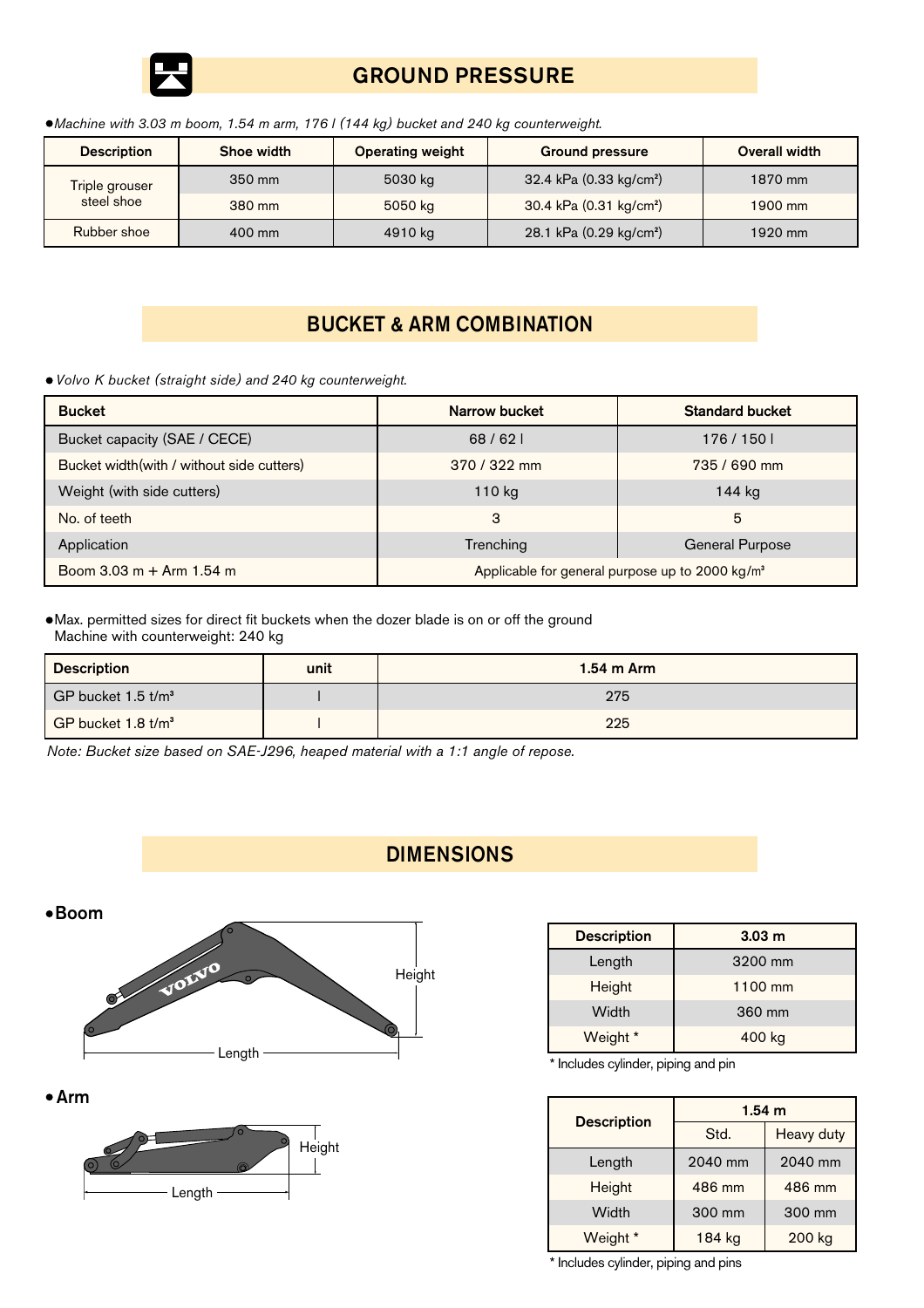## GROUND PRESSURE

*•Machine with 3.03 m boom, 1.54 m arm, 176 l (144 kg) bucket and 240 kg counterweight.*

| Description | Shoe width | Operating weight | Ground pressure | Overall width |
|---|---|---|---|---|
| Triple grouser steel shoe | 350 mm | 5030 kg | 32.4 kPa (0.33 kg/cm²) | 1870 mm |
| | 380 mm | 5050 kg | 30.4 kPa (0.31 kg/cm²) | 1900 mm |
| Rubber shoe | 400 mm | 4910 kg | 28.1 kPa (0.29 kg/cm²) | 1920 mm |

## BUCKET & ARM COMBINATION

*• Volvo K bucket (straight side) and 240 kg counterweight.*

| Bucket | Narrow bucket | Standard bucket |
|---|---|---|
| Bucket capacity (SAE / CECE) | 68 / 62 l | 176 / 150 l |
| Bucket width(with / without side cutters) | 370 / 322 mm | 735 / 690 mm |
| Weight (with side cutters) | 110 kg | 144 kg |
| No. of teeth | 3 | 5 |
| Application | Trenching | General Purpose |
| Boom 3.03 m + Arm 1.54 m | Applicable for general purpose up to 2000 kg/m³ | |

•Max. permitted sizes for direct fit buckets when the dozer blade is on or off the ground
Machine with counterweight: 240 kg

| Description | unit | 1.54 m Arm |
|---|---|---|
| GP bucket 1.5 t/m³ | l | 275 |
| GP bucket 1.8 t/m³ | l | 225 |

*Note: Bucket size based on SAE-J296, heaped material with a 1:1 angle of repose.*

## DIMENSIONS

**•Boom**

| Description | 3.03 m |
|---|---|
| Length | 3200 mm |
| Height | 1100 mm |
| Width | 360 mm |
| Weight * | 400 kg |

\* Includes cylinder, piping and pin

**•Arm**

| Description | 1.54 m | |
|---|---|---|
| | Std. | Heavy duty |
| Length | 2040 mm | 2040 mm |
| Height | 486 mm | 486 mm |
| Width | 300 mm | 300 mm |
| Weight * | 184 kg | 200 kg |

\* Includes cylinder, piping and pins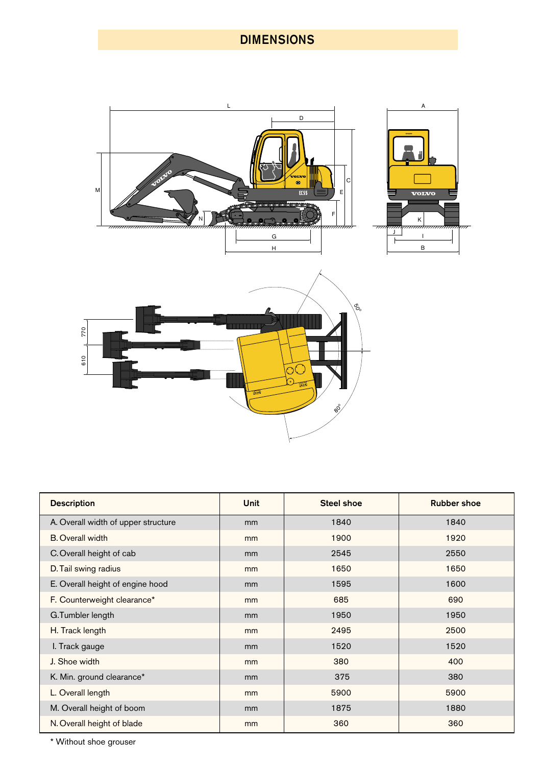# DIMENSIONS

| Description | Unit | Steel shoe | Rubber shoe |
|---|---|---|---|
| A. Overall width of upper structure | mm | 1840 | 1840 |
| B. Overall width | mm | 1900 | 1920 |
| C. Overall height of cab | mm | 2545 | 2550 |
| D. Tail swing radius | mm | 1650 | 1650 |
| E. Overall height of engine hood | mm | 1595 | 1600 |
| F. Counterweight clearance* | mm | 685 | 690 |
| G. Tumbler length | mm | 1950 | 1950 |
| H. Track length | mm | 2495 | 2500 |
| I. Track gauge | mm | 1520 | 1520 |
| J. Shoe width | mm | 380 | 400 |
| K. Min. ground clearance* | mm | 375 | 380 |
| L. Overall length | mm | 5900 | 5900 |
| M. Overall height of boom | mm | 1875 | 1880 |
| N. Overall height of blade | mm | 360 | 360 |

* Without shoe grouser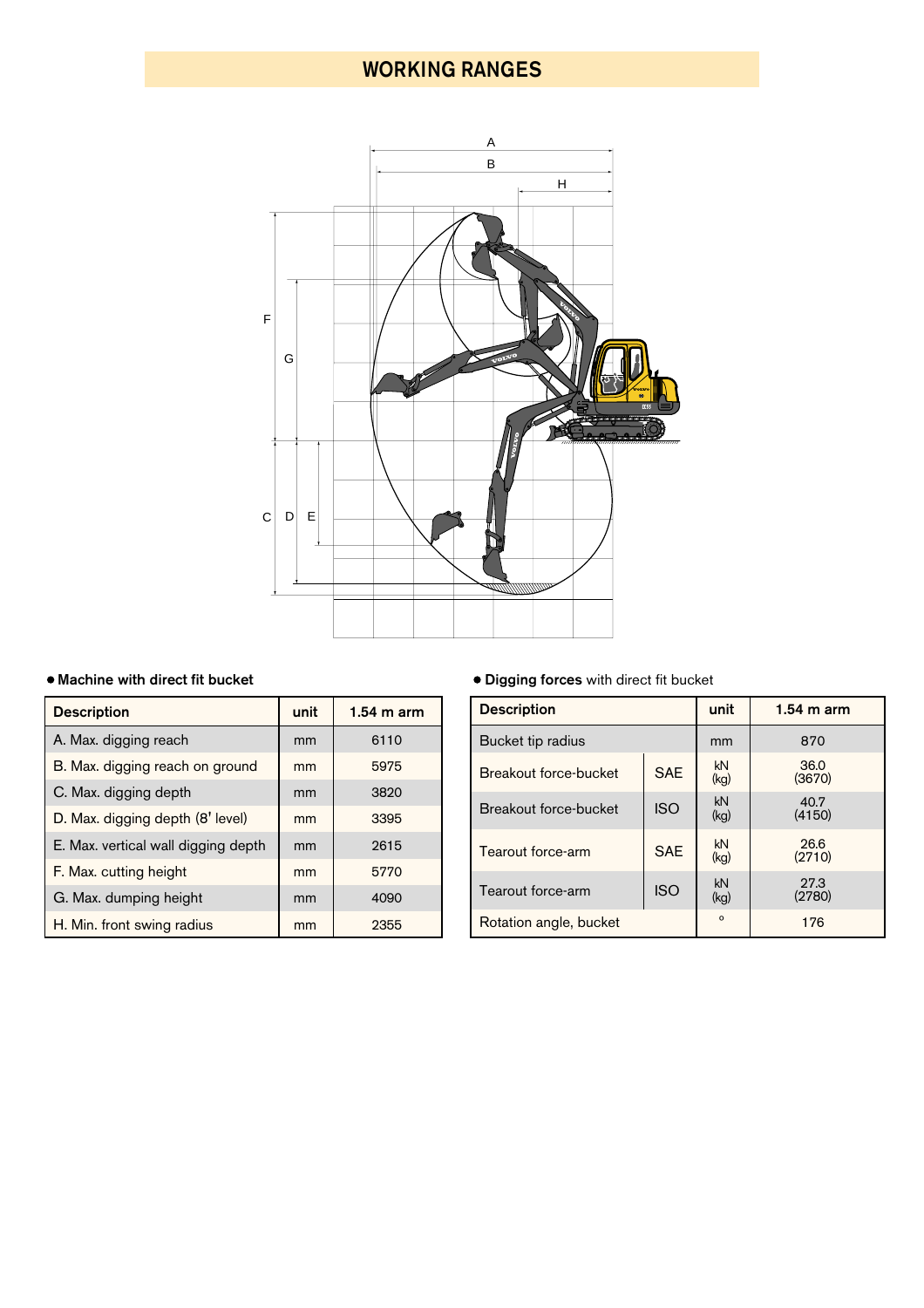# WORKING RANGES

- **Machine with direct fit bucket**

| Description | unit | 1.54 m arm |
|---|---|---|
| A. Max. digging reach | mm | 6110 |
| B. Max. digging reach on ground | mm | 5975 |
| C. Max. digging depth | mm | 3820 |
| D. Max. digging depth (8' level) | mm | 3395 |
| E. Max. vertical wall digging depth | mm | 2615 |
| F. Max. cutting height | mm | 5770 |
| G. Max. dumping height | mm | 4090 |
| H. Min. front swing radius | mm | 2355 |

- **Digging forces** with direct fit bucket

| Description | | unit | 1.54 m arm |
|---|---|---|---|
| Bucket tip radius | | mm | 870 |
| Breakout force-bucket | SAE | kN (kg) | 36.0 (3670) |
| Breakout force-bucket | ISO | kN (kg) | 40.7 (4150) |
| Tearout force-arm | SAE | kN (kg) | 26.6 (2710) |
| Tearout force-arm | ISO | kN (kg) | 27.3 (2780) |
| Rotation angle, bucket | | ° | 176 |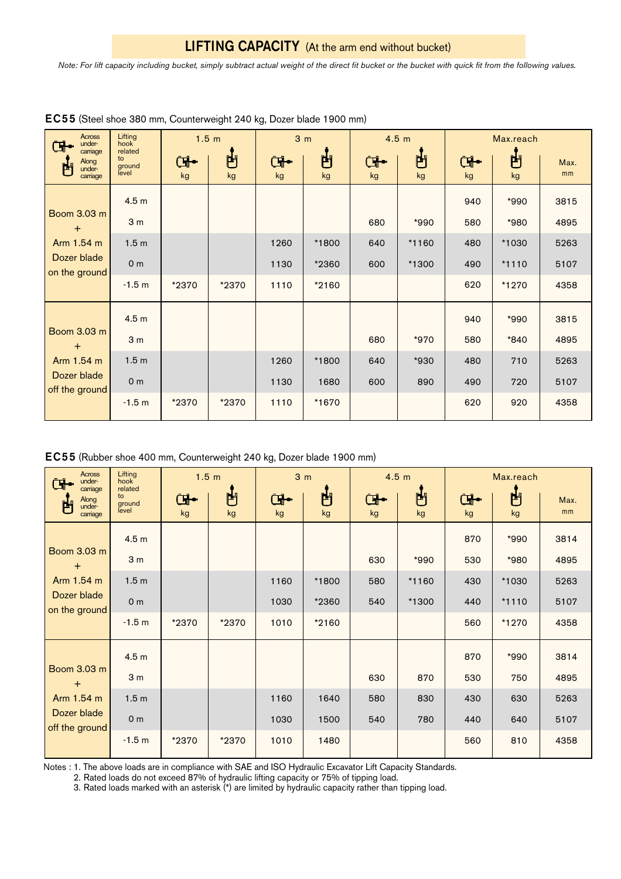# LIFTING CAPACITY (At the arm end without bucket)

*Note: For lift capacity including bucket, simply subtract actual weight of the direct fit bucket or the bucket with quick fit from the following values.*

**EC55** (Steel shoe 380 mm, Counterweight 240 kg, Dozer blade 1900 mm)

| Across undercarriage / Along undercarriage | Lifting hook related to ground level | 1.5 m | | 3 m | | 4.5 m | | Max.reach | | |
|---|---|---|---|---|---|---|---|---|---|---|
| | | Across kg | Along kg | Across kg | Along kg | Across kg | Along kg | Across kg | Along kg | Max. mm |
| Boom 3.03 m + Arm 1.54 m Dozer blade on the ground | 4.5 m | | | | | | | 940 | *990 | 3815 |
| | 3 m | | | | | 680 | *990 | 580 | *980 | 4895 |
| | 1.5 m | | | 1260 | *1800 | 640 | *1160 | 480 | *1030 | 5263 |
| | 0 m | | | 1130 | *2360 | 600 | *1300 | 490 | *1110 | 5107 |
| | -1.5 m | *2370 | *2370 | 1110 | *2160 | | | 620 | *1270 | 4358 |
| Boom 3.03 m + Arm 1.54 m Dozer blade off the ground | 4.5 m | | | | | | | 940 | *990 | 3815 |
| | 3 m | | | | | 680 | *970 | 580 | *840 | 4895 |
| | 1.5 m | | | 1260 | *1800 | 640 | *930 | 480 | 710 | 5263 |
| | 0 m | | | 1130 | 1680 | 600 | 890 | 490 | 720 | 5107 |
| | -1.5 m | *2370 | *2370 | 1110 | *1670 | | | 620 | 920 | 4358 |

**EC55** (Rubber shoe 400 mm, Counterweight 240 kg, Dozer blade 1900 mm)

| Across undercarriage / Along undercarriage | Lifting hook related to ground level | 1.5 m | | 3 m | | 4.5 m | | Max.reach | | |
|---|---|---|---|---|---|---|---|---|---|---|
| | | Across kg | Along kg | Across kg | Along kg | Across kg | Along kg | Across kg | Along kg | Max. mm |
| Boom 3.03 m + Arm 1.54 m Dozer blade on the ground | 4.5 m | | | | | | | 870 | *990 | 3814 |
| | 3 m | | | | | 630 | *990 | 530 | *980 | 4895 |
| | 1.5 m | | | 1160 | *1800 | 580 | *1160 | 430 | *1030 | 5263 |
| | 0 m | | | 1030 | *2360 | 540 | *1300 | 440 | *1110 | 5107 |
| | -1.5 m | *2370 | *2370 | 1010 | *2160 | | | 560 | *1270 | 4358 |
| Boom 3.03 m + Arm 1.54 m Dozer blade off the ground | 4.5 m | | | | | | | 870 | *990 | 3814 |
| | 3 m | | | | | 630 | 870 | 530 | 750 | 4895 |
| | 1.5 m | | | 1160 | 1640 | 580 | 830 | 430 | 630 | 5263 |
| | 0 m | | | 1030 | 1500 | 540 | 780 | 440 | 640 | 5107 |
| | -1.5 m | *2370 | *2370 | 1010 | 1480 | | | 560 | 810 | 4358 |

Notes : 1. The above loads are in compliance with SAE and ISO Hydraulic Excavator Lift Capacity Standards.
2. Rated loads do not exceed 87% of hydraulic lifting capacity or 75% of tipping load.
3. Rated loads marked with an asterisk (*) are limited by hydraulic capacity rather than tipping load.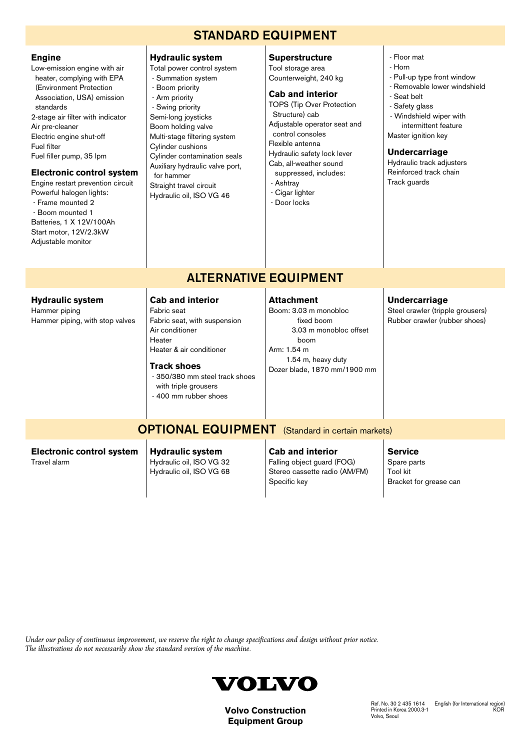## STANDARD EQUIPMENT

### Engine

Low-emission engine with air heater, complying with EPA (Environment Protection Association, USA) emission standards
2-stage air filter with indicator
Air pre-cleaner
Electric engine shut-off
Fuel filter
Fuel filler pump, 35 lpm

### Electronic control system

Engine restart prevention circuit
Powerful halogen lights:
- Frame mounted 2
- Boom mounted 1

Batteries, 1 X 12V/100Ah
Start motor, 12V/2.3kW
Adjustable monitor

### Hydraulic system

Total power control system
- Summation system
- Boom priority
- Arm priority
- Swing priority

Semi-long joysticks
Boom holding valve
Multi-stage filtering system
Cylinder cushions
Cylinder contamination seals
Auxiliary hydraulic valve port, for hammer
Straight travel circuit
Hydraulic oil, ISO VG 46

### Superstructure

Tool storage area
Counterweight, 240 kg

### Cab and interior

TOPS (Tip Over Protection Structure) cab
Adjustable operator seat and control consoles
Flexible antenna
Hydraulic safety lock lever
Cab, all-weather sound suppressed, includes:
- Ashtray
- Cigar lighter
- Door locks
- Floor mat
- Horn
- Pull-up type front window
- Removable lower windshield
- Seat belt
- Safety glass
- Windshield wiper with intermittent feature

Master ignition key

### Undercarriage

Hydraulic track adjusters
Reinforced track chain
Track guards

## ALTERNATIVE EQUIPMENT

### Hydraulic system

Hammer piping
Hammer piping, with stop valves

### Cab and interior

Fabric seat
Fabric seat, with suspension
Air conditioner
Heater
Heater & air conditioner

### Track shoes

- 350/380 mm steel track shoes with triple grousers
- 400 mm rubber shoes

### Attachment

Boom: 3.03 m monobloc fixed boom
3.03 m monobloc offset boom
Arm: 1.54 m
1.54 m, heavy duty
Dozer blade, 1870 mm/1900 mm

### Undercarriage

Steel crawler (tripple grousers)
Rubber crawler (rubber shoes)

## OPTIONAL EQUIPMENT (Standard in certain markets)

### Electronic control system

Travel alarm

### Hydraulic system

Hydraulic oil, ISO VG 32
Hydraulic oil, ISO VG 68

### Cab and interior

Falling object guard (FOG)
Stereo cassette radio (AM/FM)
Specific key

### Service

Spare parts
Tool kit
Bracket for grease can

*Under our policy of continuous improvement, we reserve the right to change specifications and design without prior notice. The illustrations do not necessarily show the standard version of the machine.*

VOLVO

**Volvo Construction Equipment Group**

Ref. No. 30 2 435 1614 English (for International region)
Printed in Korea 2000.3-1 KOR
Volvo, Seoul